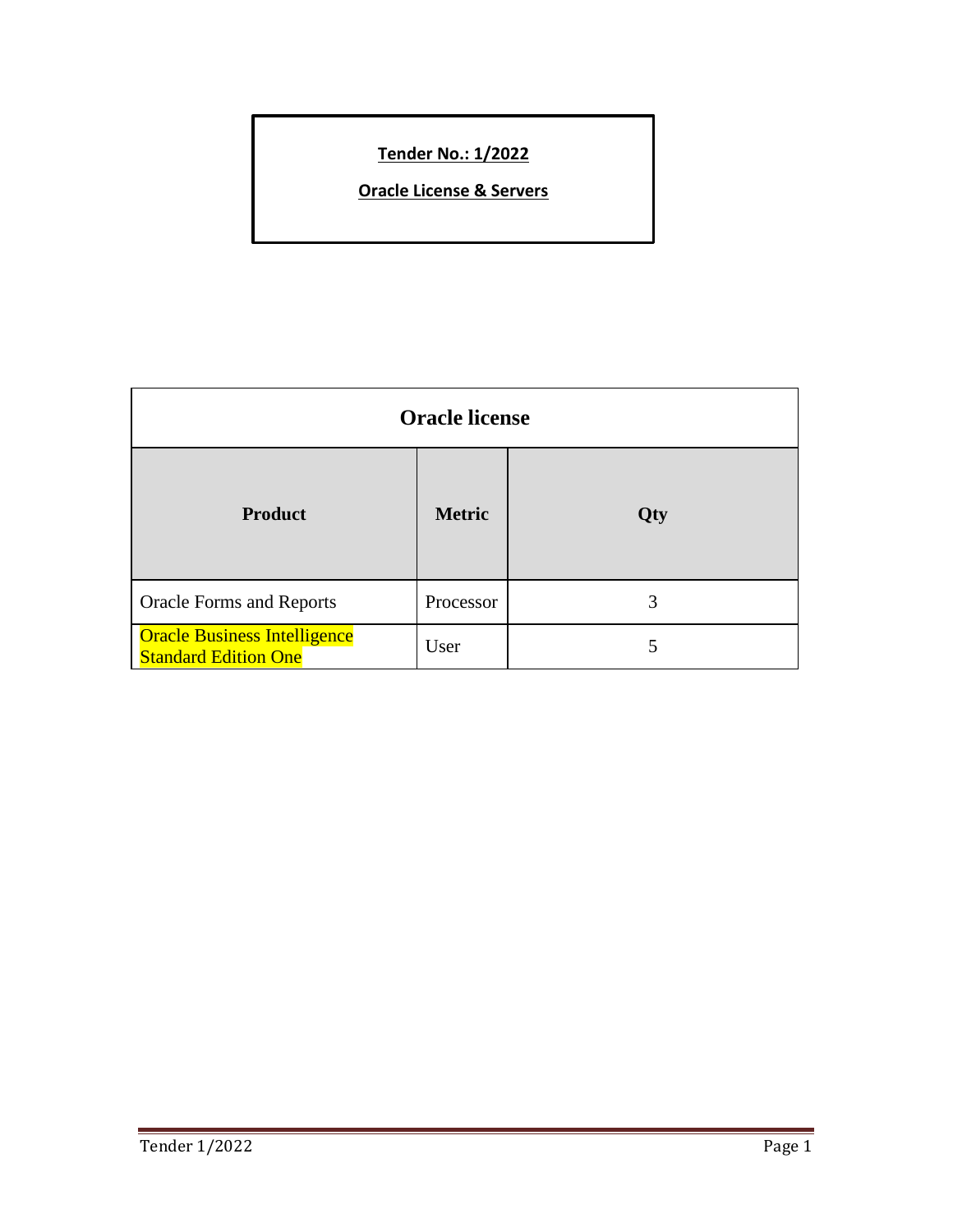**Tender No.: 1/2022**

**Oracle License & Servers**

| Oracle license | | |
| --- | --- | --- |
| **Product** | **Metric** | **Qty** |
| Oracle Forms and Reports | Processor | 3 |
| Oracle Business Intelligence Standard Edition One | User | 5 |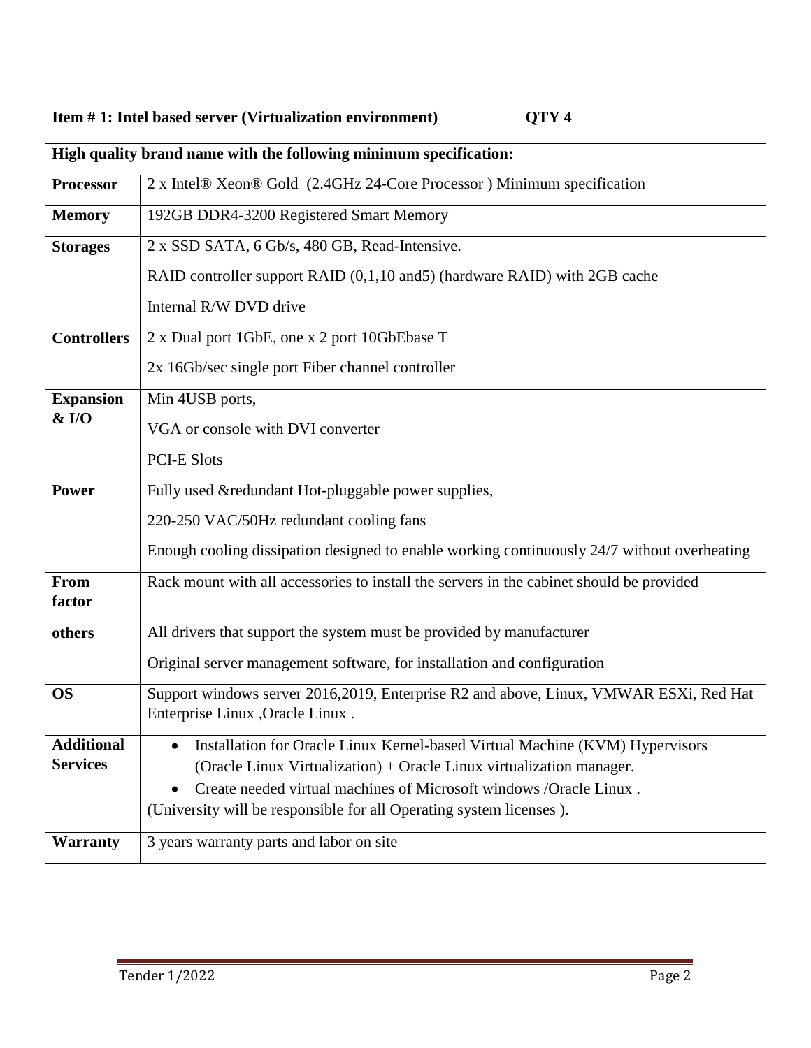| **Item # 1: Intel based server (Virtualization environment)          QTY 4** | |
|---|---|
| **High quality brand name with the following minimum specification:** | |
| **Processor** | 2 x Intel® Xeon® Gold (2.4GHz 24-Core Processor ) Minimum specification |
| **Memory** | 192GB DDR4-3200 Registered Smart Memory |
| **Storages** | 2 x SSD SATA, 6 Gb/s, 480 GB, Read-Intensive.<br>RAID controller support RAID (0,1,10 and5) (hardware RAID) with 2GB cache<br>Internal R/W DVD drive |
| **Controllers** | 2 x Dual port 1GbE, one x 2 port 10GbEbase T<br>2x 16Gb/sec single port Fiber channel controller |
| **Expansion & I/O** | Min 4USB ports,<br>VGA or console with DVI converter<br>PCI-E Slots |
| **Power** | Fully used &redundant Hot-pluggable power supplies,<br>220-250 VAC/50Hz redundant cooling fans<br>Enough cooling dissipation designed to enable working continuously 24/7 without overheating |
| **From factor** | Rack mount with all accessories to install the servers in the cabinet should be provided |
| **others** | All drivers that support the system must be provided by manufacturer<br>Original server management software, for installation and configuration |
| **OS** | Support windows server 2016,2019, Enterprise R2 and above, Linux, VMWAR ESXi, Red Hat Enterprise Linux ,Oracle Linux . |
| **Additional Services** | • Installation for Oracle Linux Kernel-based Virtual Machine (KVM) Hypervisors (Oracle Linux Virtualization) + Oracle Linux virtualization manager.<br>• Create needed virtual machines of Microsoft windows /Oracle Linux .<br>(University will be responsible for all Operating system licenses ). |
| **Warranty** | 3 years warranty parts and labor on site |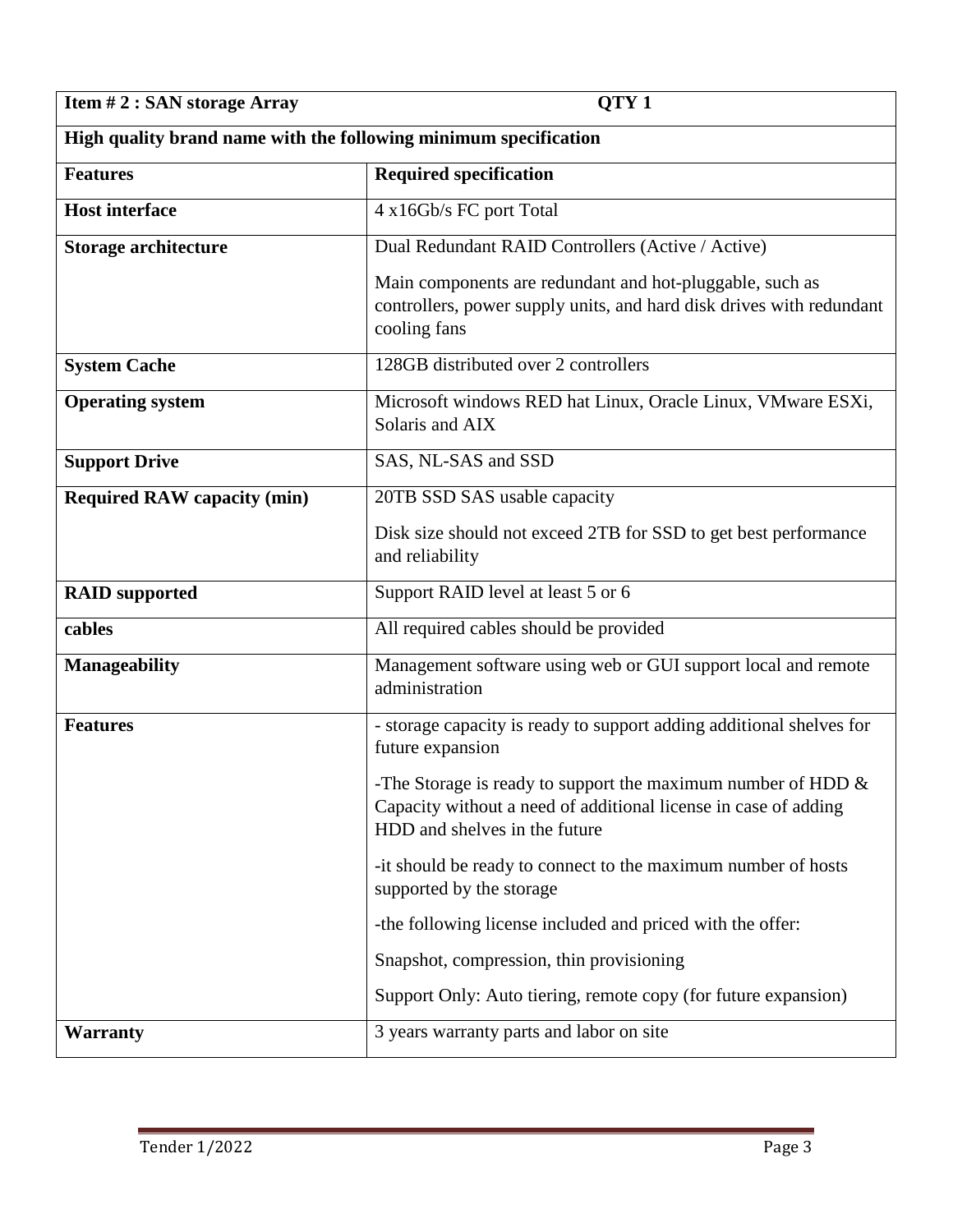| Item # 2 : SAN storage Array | QTY 1 |
|---|---|
| **High quality brand name with the following minimum specification** | |
| **Features** | **Required specification** |
| **Host interface** | 4 x16Gb/s FC port Total |
| **Storage architecture** | Dual Redundant RAID Controllers (Active / Active)<br><br>Main components are redundant and hot-pluggable, such as controllers, power supply units, and hard disk drives with redundant cooling fans |
| **System Cache** | 128GB distributed over 2 controllers |
| **Operating system** | Microsoft windows RED hat Linux, Oracle Linux, VMware ESXi, Solaris and AIX |
| **Support Drive** | SAS, NL-SAS and SSD |
| **Required RAW capacity (min)** | 20TB SSD SAS usable capacity<br><br>Disk size should not exceed 2TB for SSD to get best performance and reliability |
| **RAID supported** | Support RAID level at least 5 or 6 |
| **cables** | All required cables should be provided |
| **Manageability** | Management software using web or GUI support local and remote administration |
| **Features** | - storage capacity is ready to support adding additional shelves for future expansion<br><br>-The Storage is ready to support the maximum number of HDD & Capacity without a need of additional license in case of adding HDD and shelves in the future<br><br>-it should be ready to connect to the maximum number of hosts supported by the storage<br><br>-the following license included and priced with the offer:<br><br>Snapshot, compression, thin provisioning<br><br>Support Only: Auto tiering, remote copy (for future expansion) |
| **Warranty** | 3 years warranty parts and labor on site |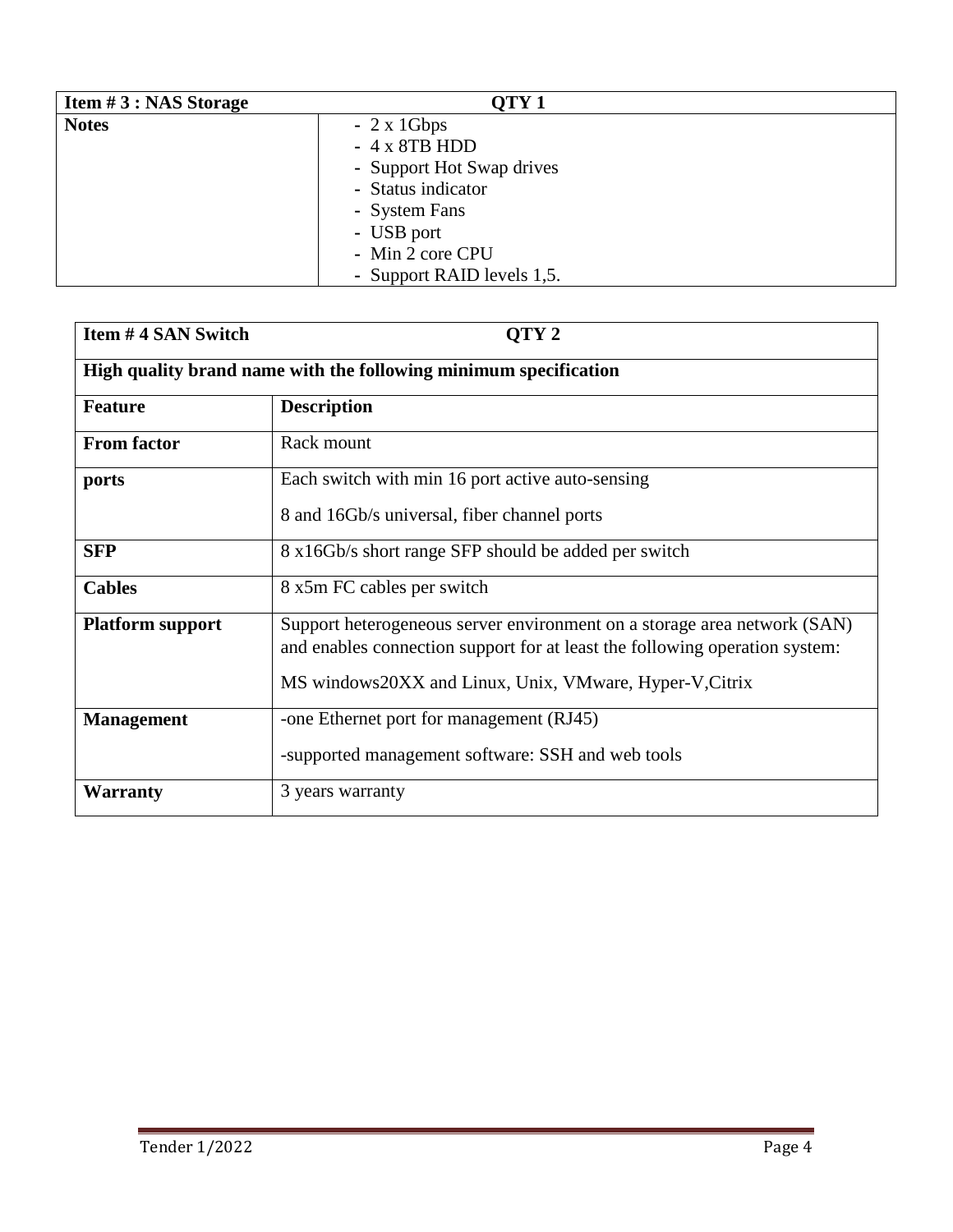| Item # 3 : NAS Storage | QTY 1 |
|---|---|
| **Notes** | - 2 x 1Gbps<br>- 4 x 8TB HDD<br>- Support Hot Swap drives<br>- Status indicator<br>- System Fans<br>- USB port<br>- Min 2 core CPU<br>- Support RAID levels 1,5. |

| Item # 4 SAN Switch | QTY 2 |
|---|---|
| **High quality brand name with the following minimum specification** | |
| **Feature** | **Description** |
| **From factor** | Rack mount |
| **ports** | Each switch with min 16 port active auto-sensing<br>8 and 16Gb/s universal, fiber channel ports |
| **SFP** | 8 x16Gb/s short range SFP should be added per switch |
| **Cables** | 8 x5m FC cables per switch |
| **Platform support** | Support heterogeneous server environment on a storage area network (SAN) and enables connection support for at least the following operation system:<br>MS windows20XX and Linux, Unix, VMware, Hyper-V,Citrix |
| **Management** | -one Ethernet port for management (RJ45)<br>-supported management software: SSH and web tools |
| **Warranty** | 3 years warranty |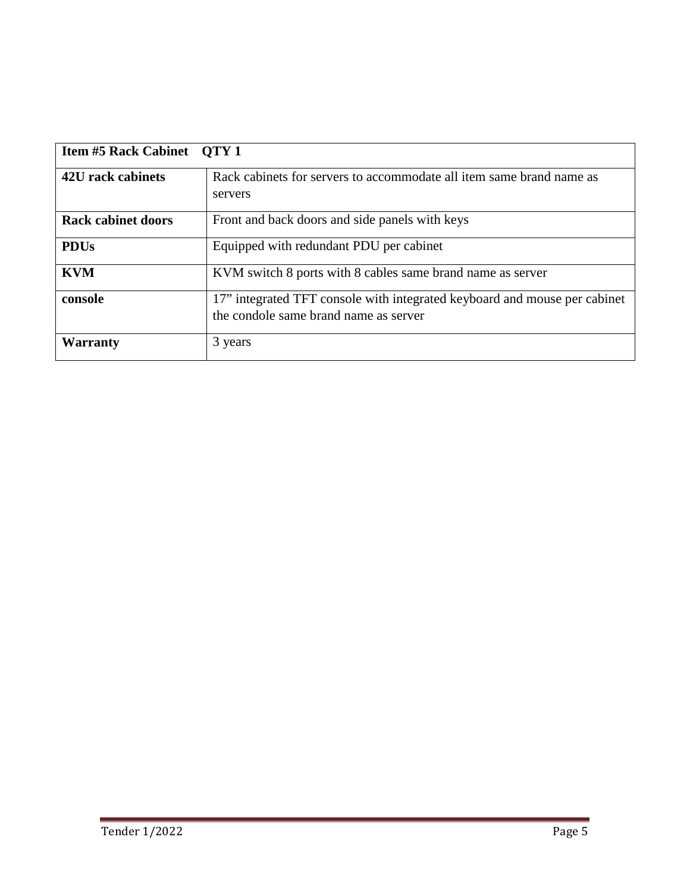| **Item #5 Rack Cabinet QTY 1** | |
|---|---|
| **42U rack cabinets** | Rack cabinets for servers to accommodate all item same brand name as servers |
| **Rack cabinet doors** | Front and back doors and side panels with keys |
| **PDUs** | Equipped with redundant PDU per cabinet |
| **KVM** | KVM switch 8 ports with 8 cables same brand name as server |
| **console** | 17" integrated TFT console with integrated keyboard and mouse per cabinet the condole same brand name as server |
| **Warranty** | 3 years |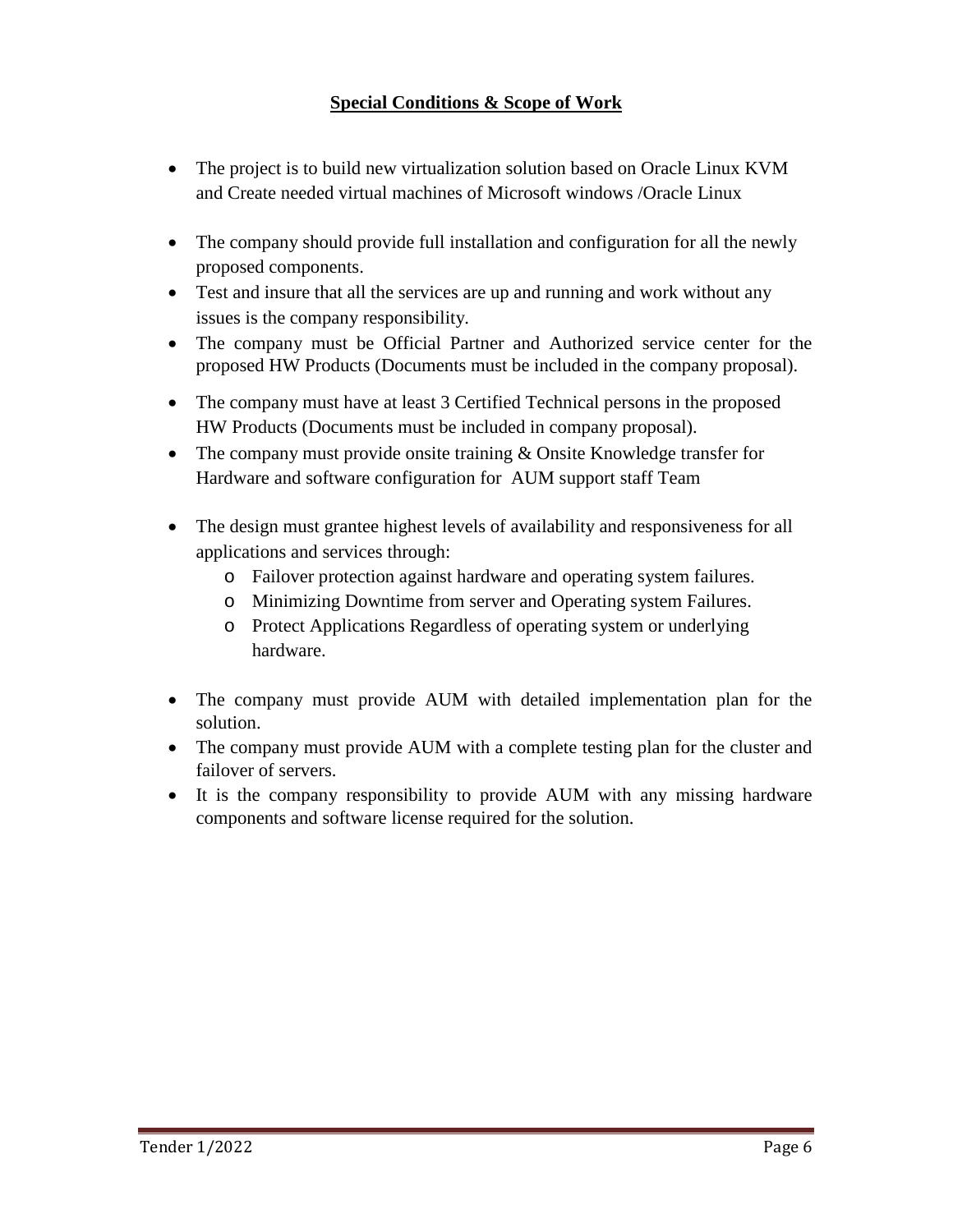## **Special Conditions & Scope of Work**

- The project is to build new virtualization solution based on Oracle Linux KVM and Create needed virtual machines of Microsoft windows /Oracle Linux
- The company should provide full installation and configuration for all the newly proposed components.
- Test and insure that all the services are up and running and work without any issues is the company responsibility.
- The company must be Official Partner and Authorized service center for the proposed HW Products (Documents must be included in the company proposal).
- The company must have at least 3 Certified Technical persons in the proposed HW Products (Documents must be included in company proposal).
- The company must provide onsite training & Onsite Knowledge transfer for Hardware and software configuration for AUM support staff Team
- The design must grantee highest levels of availability and responsiveness for all applications and services through:
  - Failover protection against hardware and operating system failures.
  - Minimizing Downtime from server and Operating system Failures.
  - Protect Applications Regardless of operating system or underlying hardware.
- The company must provide AUM with detailed implementation plan for the solution.
- The company must provide AUM with a complete testing plan for the cluster and failover of servers.
- It is the company responsibility to provide AUM with any missing hardware components and software license required for the solution.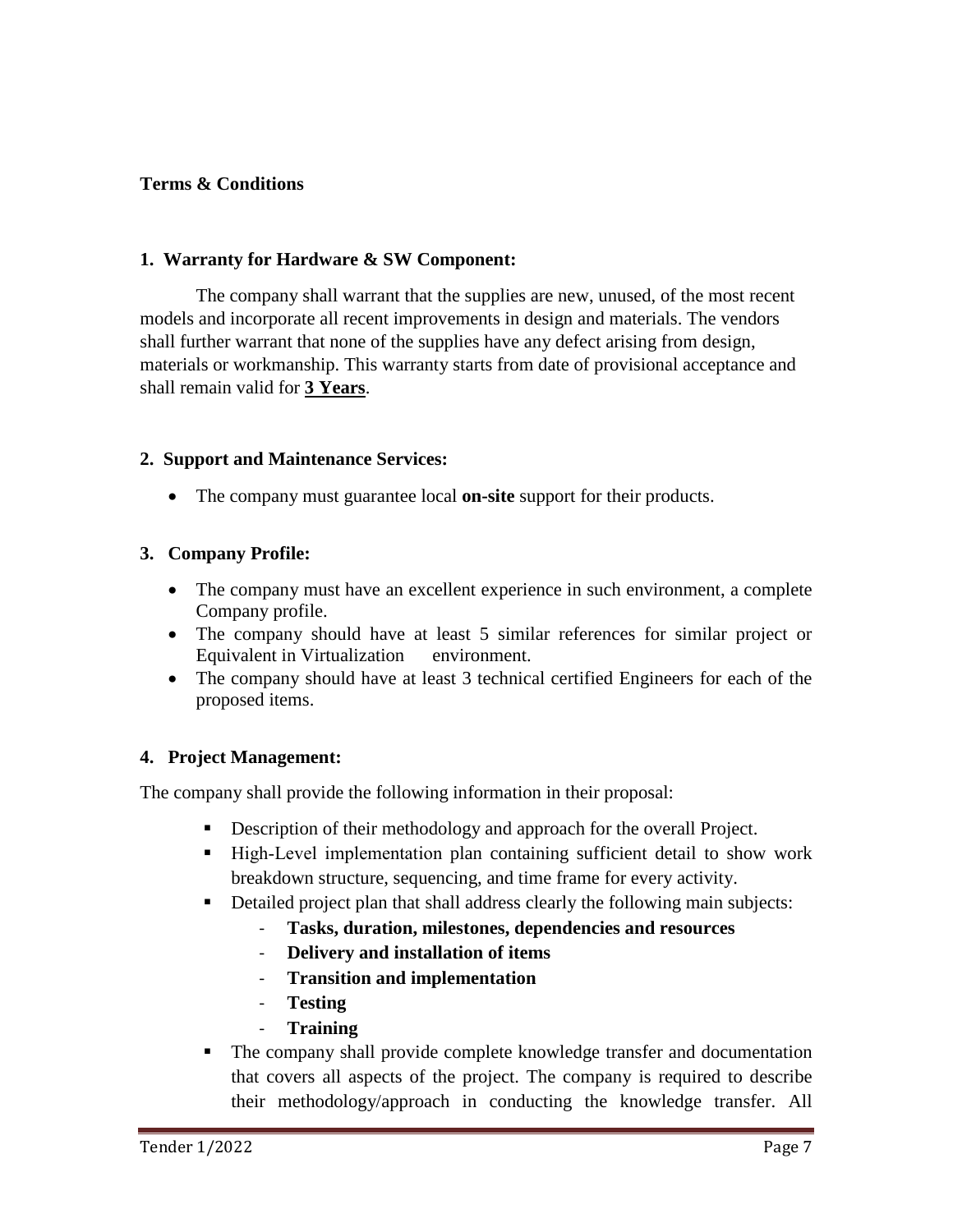**Terms & Conditions**

## 1. Warranty for Hardware & SW Component:

The company shall warrant that the supplies are new, unused, of the most recent models and incorporate all recent improvements in design and materials. The vendors shall further warrant that none of the supplies have any defect arising from design, materials or workmanship. This warranty starts from date of provisional acceptance and shall remain valid for **3 Years**.

## 2. Support and Maintenance Services:

- The company must guarantee local **on-site** support for their products.

## 3. Company Profile:

- The company must have an excellent experience in such environment, a complete Company profile.
- The company should have at least 5 similar references for similar project or Equivalent in Virtualization environment.
- The company should have at least 3 technical certified Engineers for each of the proposed items.

## 4. Project Management:

The company shall provide the following information in their proposal:

- Description of their methodology and approach for the overall Project.
- High-Level implementation plan containing sufficient detail to show work breakdown structure, sequencing, and time frame for every activity.
- Detailed project plan that shall address clearly the following main subjects:
  - **Tasks, duration, milestones, dependencies and resources**
  - **Delivery and installation of items**
  - **Transition and implementation**
  - **Testing**
  - **Training**
- The company shall provide complete knowledge transfer and documentation that covers all aspects of the project. The company is required to describe their methodology/approach in conducting the knowledge transfer. All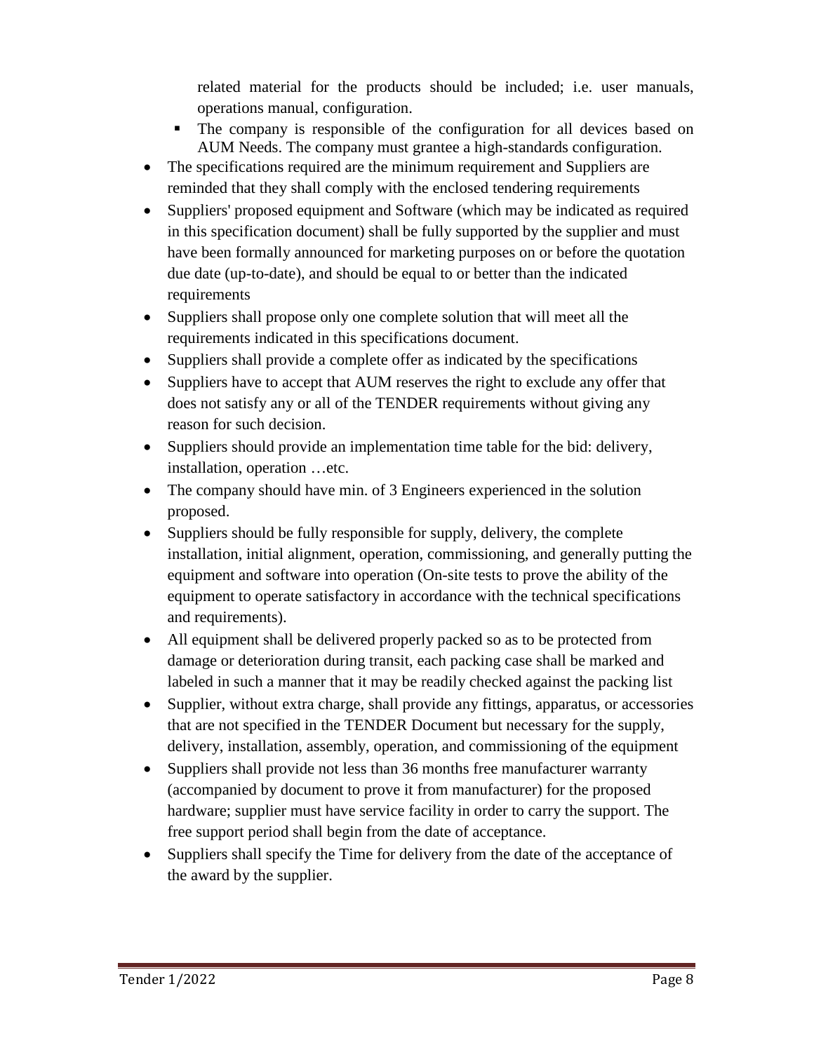related material for the products should be included; i.e. user manuals, operations manual, configuration.

  - The company is responsible of the configuration for all devices based on AUM Needs. The company must grantee a high-standards configuration.

- The specifications required are the minimum requirement and Suppliers are reminded that they shall comply with the enclosed tendering requirements
- Suppliers' proposed equipment and Software (which may be indicated as required in this specification document) shall be fully supported by the supplier and must have been formally announced for marketing purposes on or before the quotation due date (up-to-date), and should be equal to or better than the indicated requirements
- Suppliers shall propose only one complete solution that will meet all the requirements indicated in this specifications document.
- Suppliers shall provide a complete offer as indicated by the specifications
- Suppliers have to accept that AUM reserves the right to exclude any offer that does not satisfy any or all of the TENDER requirements without giving any reason for such decision.
- Suppliers should provide an implementation time table for the bid: delivery, installation, operation …etc.
- The company should have min. of 3 Engineers experienced in the solution proposed.
- Suppliers should be fully responsible for supply, delivery, the complete installation, initial alignment, operation, commissioning, and generally putting the equipment and software into operation (On-site tests to prove the ability of the equipment to operate satisfactory in accordance with the technical specifications and requirements).
- All equipment shall be delivered properly packed so as to be protected from damage or deterioration during transit, each packing case shall be marked and labeled in such a manner that it may be readily checked against the packing list
- Supplier, without extra charge, shall provide any fittings, apparatus, or accessories that are not specified in the TENDER Document but necessary for the supply, delivery, installation, assembly, operation, and commissioning of the equipment
- Suppliers shall provide not less than 36 months free manufacturer warranty (accompanied by document to prove it from manufacturer) for the proposed hardware; supplier must have service facility in order to carry the support. The free support period shall begin from the date of acceptance.
- Suppliers shall specify the Time for delivery from the date of the acceptance of the award by the supplier.